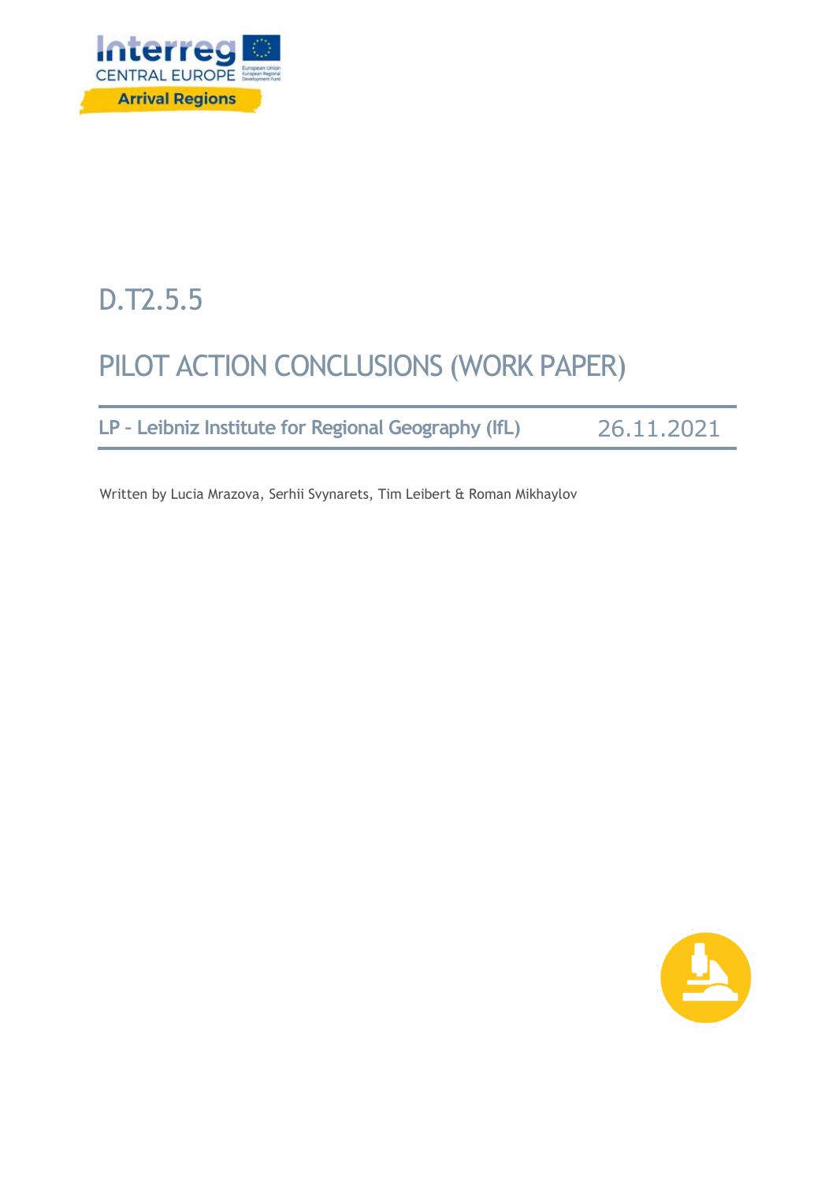Interreg CENTRAL EUROPE

Arrival Regions

# D.T2.5.5

# PILOT ACTION CONCLUSIONS (WORK PAPER)

**LP - Leibniz Institute for Regional Geography (IfL)** 26.11.2021

Written by Lucia Mrazova, Serhii Svynarets, Tim Leibert & Roman Mikhaylov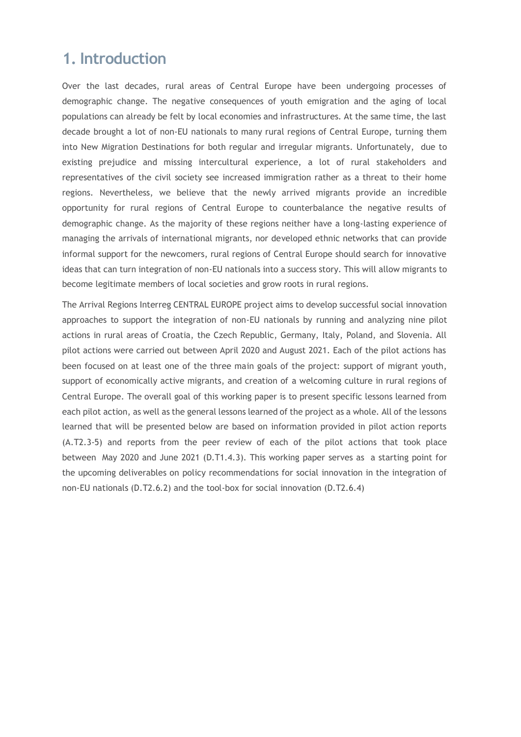# 1. Introduction

Over the last decades, rural areas of Central Europe have been undergoing processes of demographic change. The negative consequences of youth emigration and the aging of local populations can already be felt by local economies and infrastructures. At the same time, the last decade brought a lot of non-EU nationals to many rural regions of Central Europe, turning them into New Migration Destinations for both regular and irregular migrants. Unfortunately, due to existing prejudice and missing intercultural experience, a lot of rural stakeholders and representatives of the civil society see increased immigration rather as a threat to their home regions. Nevertheless, we believe that the newly arrived migrants provide an incredible opportunity for rural regions of Central Europe to counterbalance the negative results of demographic change. As the majority of these regions neither have a long-lasting experience of managing the arrivals of international migrants, nor developed ethnic networks that can provide informal support for the newcomers, rural regions of Central Europe should search for innovative ideas that can turn integration of non-EU nationals into a success story. This will allow migrants to become legitimate members of local societies and grow roots in rural regions.

The Arrival Regions Interreg CENTRAL EUROPE project aims to develop successful social innovation approaches to support the integration of non-EU nationals by running and analyzing nine pilot actions in rural areas of Croatia, the Czech Republic, Germany, Italy, Poland, and Slovenia. All pilot actions were carried out between April 2020 and August 2021. Each of the pilot actions has been focused on at least one of the three main goals of the project: support of migrant youth, support of economically active migrants, and creation of a welcoming culture in rural regions of Central Europe. The overall goal of this working paper is to present specific lessons learned from each pilot action, as well as the general lessons learned of the project as a whole. All of the lessons learned that will be presented below are based on information provided in pilot action reports (A.T2.3-5) and reports from the peer review of each of the pilot actions that took place between May 2020 and June 2021 (D.T1.4.3). This working paper serves as a starting point for the upcoming deliverables on policy recommendations for social innovation in the integration of non-EU nationals (D.T2.6.2) and the tool-box for social innovation (D.T2.6.4)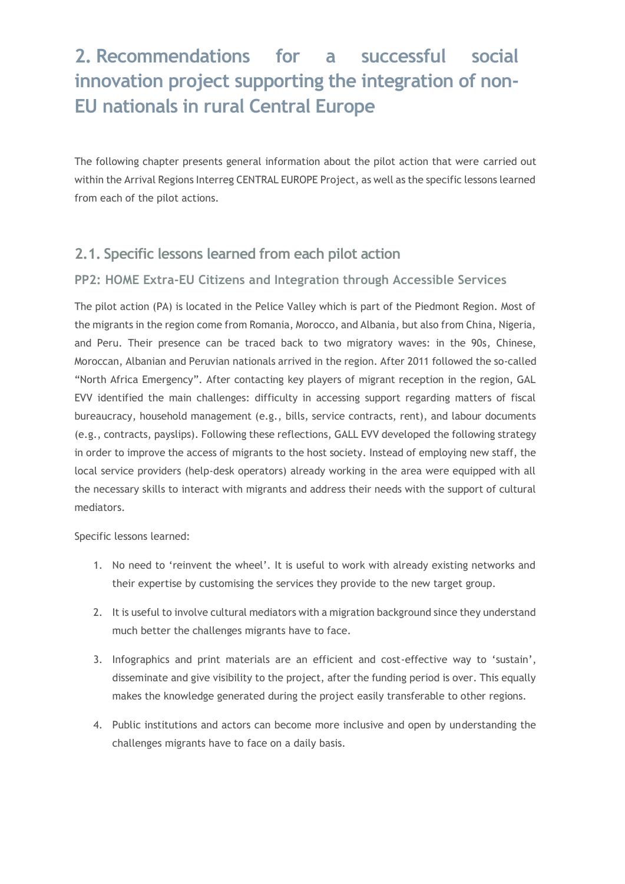# 2. Recommendations for a successful social innovation project supporting the integration of non-EU nationals in rural Central Europe

The following chapter presents general information about the pilot action that were carried out within the Arrival Regions Interreg CENTRAL EUROPE Project, as well as the specific lessons learned from each of the pilot actions.

## 2.1. Specific lessons learned from each pilot action

### PP2: HOME Extra-EU Citizens and Integration through Accessible Services

The pilot action (PA) is located in the Pelice Valley which is part of the Piedmont Region. Most of the migrants in the region come from Romania, Morocco, and Albania, but also from China, Nigeria, and Peru. Their presence can be traced back to two migratory waves: in the 90s, Chinese, Moroccan, Albanian and Peruvian nationals arrived in the region. After 2011 followed the so-called "North Africa Emergency". After contacting key players of migrant reception in the region, GAL EVV identified the main challenges: difficulty in accessing support regarding matters of fiscal bureaucracy, household management (e.g., bills, service contracts, rent), and labour documents (e.g., contracts, payslips). Following these reflections, GALL EVV developed the following strategy in order to improve the access of migrants to the host society. Instead of employing new staff, the local service providers (help-desk operators) already working in the area were equipped with all the necessary skills to interact with migrants and address their needs with the support of cultural mediators.

Specific lessons learned:

1. No need to 'reinvent the wheel'. It is useful to work with already existing networks and their expertise by customising the services they provide to the new target group.
2. It is useful to involve cultural mediators with a migration background since they understand much better the challenges migrants have to face.
3. Infographics and print materials are an efficient and cost-effective way to 'sustain', disseminate and give visibility to the project, after the funding period is over. This equally makes the knowledge generated during the project easily transferable to other regions.
4. Public institutions and actors can become more inclusive and open by understanding the challenges migrants have to face on a daily basis.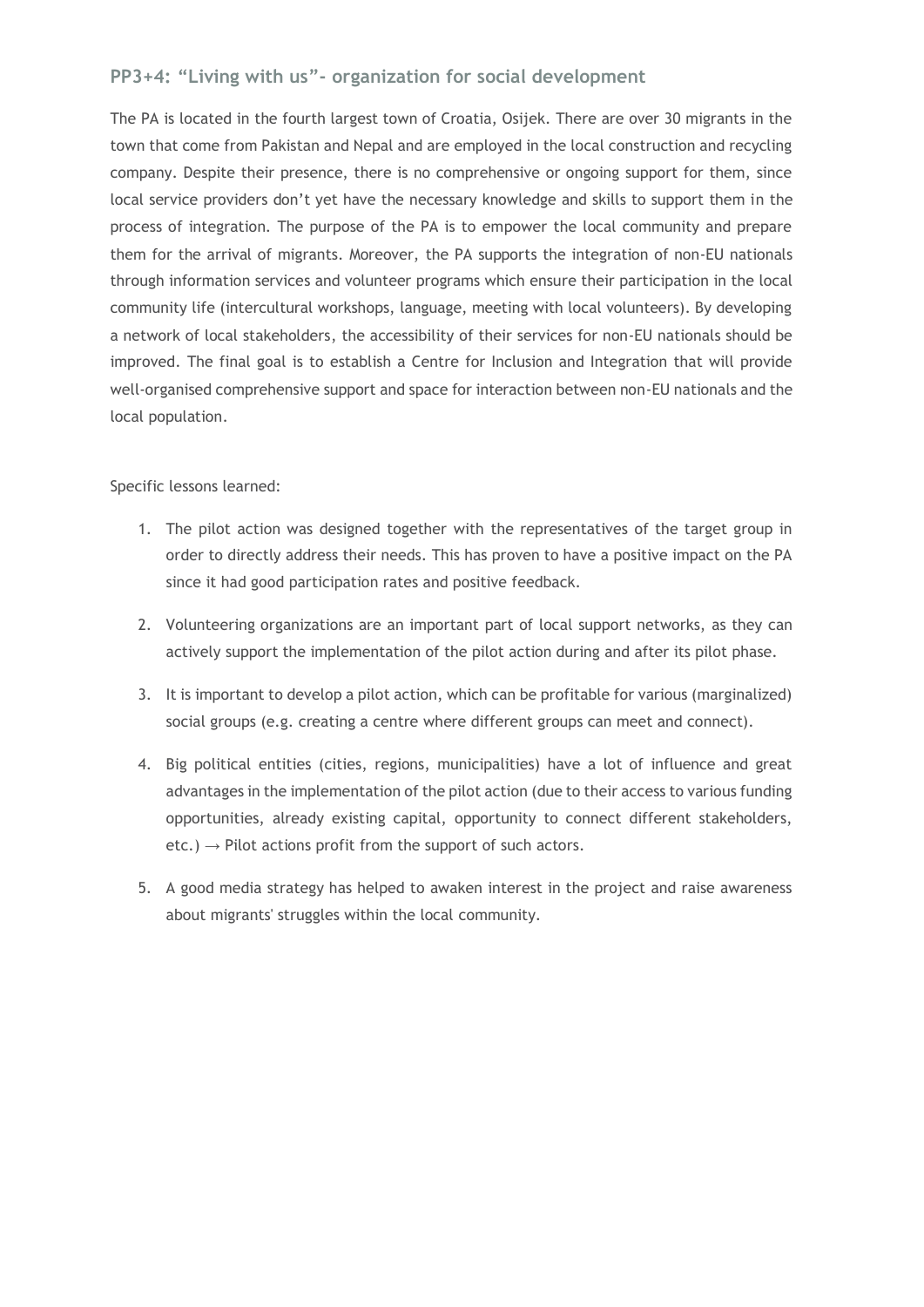## PP3+4: “Living with us”- organization for social development

The PA is located in the fourth largest town of Croatia, Osijek. There are over 30 migrants in the town that come from Pakistan and Nepal and are employed in the local construction and recycling company. Despite their presence, there is no comprehensive or ongoing support for them, since local service providers don’t yet have the necessary knowledge and skills to support them in the process of integration. The purpose of the PA is to empower the local community and prepare them for the arrival of migrants. Moreover, the PA supports the integration of non-EU nationals through information services and volunteer programs which ensure their participation in the local community life (intercultural workshops, language, meeting with local volunteers). By developing a network of local stakeholders, the accessibility of their services for non-EU nationals should be improved. The final goal is to establish a Centre for Inclusion and Integration that will provide well-organised comprehensive support and space for interaction between non-EU nationals and the local population.

Specific lessons learned:

1. The pilot action was designed together with the representatives of the target group in order to directly address their needs. This has proven to have a positive impact on the PA since it had good participation rates and positive feedback.
2. Volunteering organizations are an important part of local support networks, as they can actively support the implementation of the pilot action during and after its pilot phase.
3. It is important to develop a pilot action, which can be profitable for various (marginalized) social groups (e.g. creating a centre where different groups can meet and connect).
4. Big political entities (cities, regions, municipalities) have a lot of influence and great advantages in the implementation of the pilot action (due to their access to various funding opportunities, already existing capital, opportunity to connect different stakeholders, etc.) → Pilot actions profit from the support of such actors.
5. A good media strategy has helped to awaken interest in the project and raise awareness about migrants' struggles within the local community.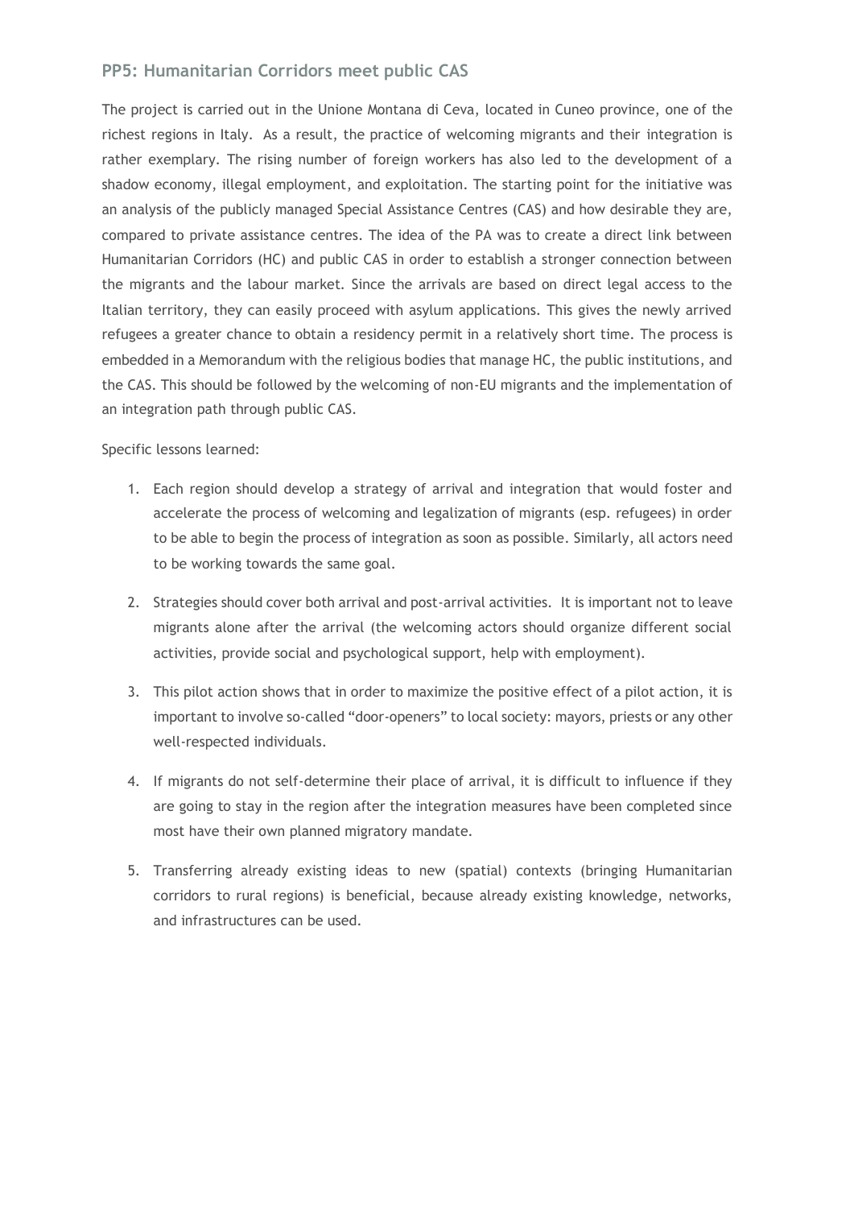## PP5: Humanitarian Corridors meet public CAS

The project is carried out in the Unione Montana di Ceva, located in Cuneo province, one of the richest regions in Italy. As a result, the practice of welcoming migrants and their integration is rather exemplary. The rising number of foreign workers has also led to the development of a shadow economy, illegal employment, and exploitation. The starting point for the initiative was an analysis of the publicly managed Special Assistance Centres (CAS) and how desirable they are, compared to private assistance centres. The idea of the PA was to create a direct link between Humanitarian Corridors (HC) and public CAS in order to establish a stronger connection between the migrants and the labour market. Since the arrivals are based on direct legal access to the Italian territory, they can easily proceed with asylum applications. This gives the newly arrived refugees a greater chance to obtain a residency permit in a relatively short time. The process is embedded in a Memorandum with the religious bodies that manage HC, the public institutions, and the CAS. This should be followed by the welcoming of non-EU migrants and the implementation of an integration path through public CAS.

Specific lessons learned:

1. Each region should develop a strategy of arrival and integration that would foster and accelerate the process of welcoming and legalization of migrants (esp. refugees) in order to be able to begin the process of integration as soon as possible. Similarly, all actors need to be working towards the same goal.
2. Strategies should cover both arrival and post-arrival activities. It is important not to leave migrants alone after the arrival (the welcoming actors should organize different social activities, provide social and psychological support, help with employment).
3. This pilot action shows that in order to maximize the positive effect of a pilot action, it is important to involve so-called "door-openers" to local society: mayors, priests or any other well-respected individuals.
4. If migrants do not self-determine their place of arrival, it is difficult to influence if they are going to stay in the region after the integration measures have been completed since most have their own planned migratory mandate.
5. Transferring already existing ideas to new (spatial) contexts (bringing Humanitarian corridors to rural regions) is beneficial, because already existing knowledge, networks, and infrastructures can be used.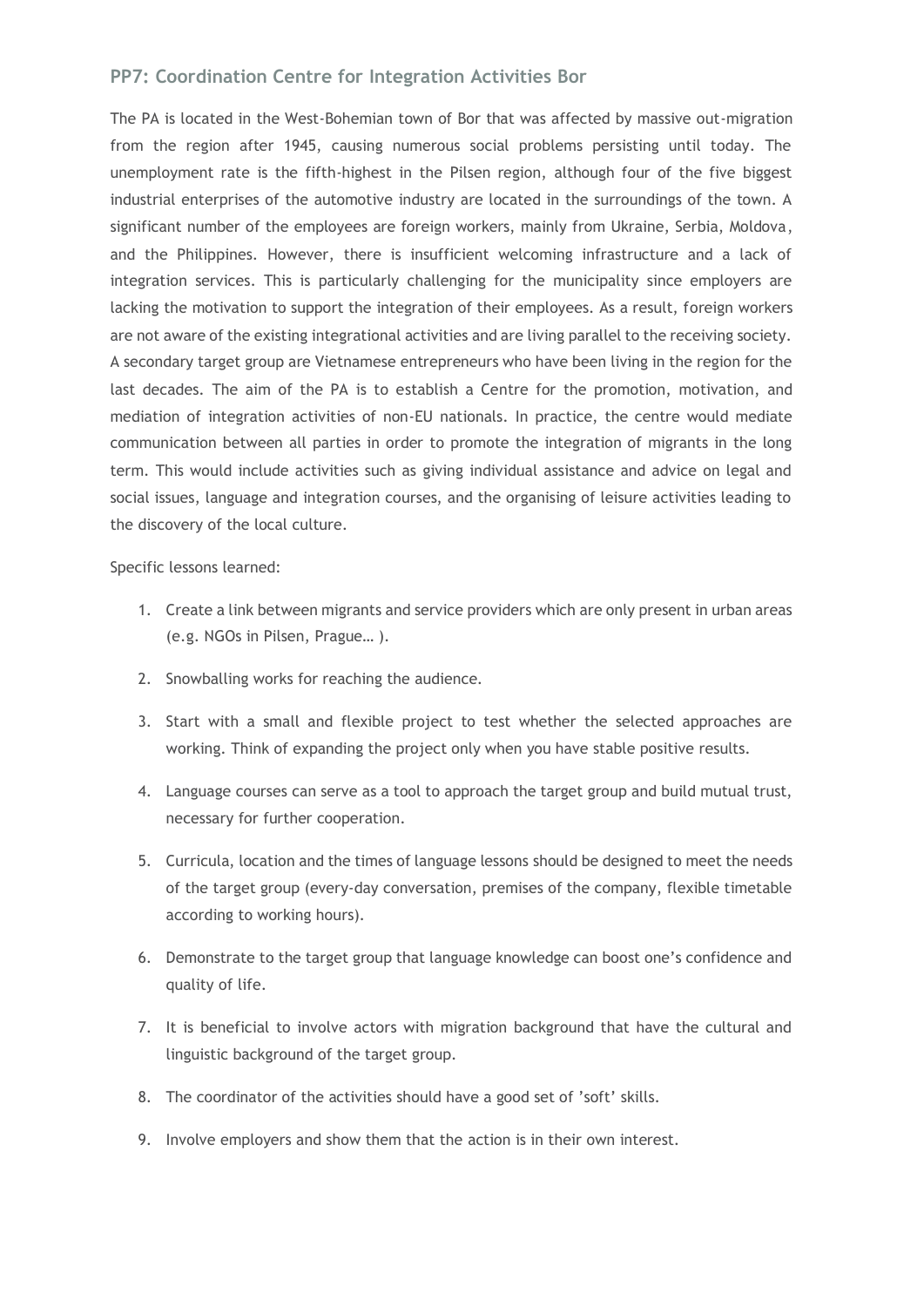## PP7: Coordination Centre for Integration Activities Bor

The PA is located in the West-Bohemian town of Bor that was affected by massive out-migration from the region after 1945, causing numerous social problems persisting until today. The unemployment rate is the fifth-highest in the Pilsen region, although four of the five biggest industrial enterprises of the automotive industry are located in the surroundings of the town. A significant number of the employees are foreign workers, mainly from Ukraine, Serbia, Moldova, and the Philippines. However, there is insufficient welcoming infrastructure and a lack of integration services. This is particularly challenging for the municipality since employers are lacking the motivation to support the integration of their employees. As a result, foreign workers are not aware of the existing integrational activities and are living parallel to the receiving society. A secondary target group are Vietnamese entrepreneurs who have been living in the region for the last decades. The aim of the PA is to establish a Centre for the promotion, motivation, and mediation of integration activities of non-EU nationals. In practice, the centre would mediate communication between all parties in order to promote the integration of migrants in the long term. This would include activities such as giving individual assistance and advice on legal and social issues, language and integration courses, and the organising of leisure activities leading to the discovery of the local culture.

Specific lessons learned:

1. Create a link between migrants and service providers which are only present in urban areas (e.g. NGOs in Pilsen, Prague… ).
2. Snowballing works for reaching the audience.
3. Start with a small and flexible project to test whether the selected approaches are working. Think of expanding the project only when you have stable positive results.
4. Language courses can serve as a tool to approach the target group and build mutual trust, necessary for further cooperation.
5. Curricula, location and the times of language lessons should be designed to meet the needs of the target group (every-day conversation, premises of the company, flexible timetable according to working hours).
6. Demonstrate to the target group that language knowledge can boost one's confidence and quality of life.
7. It is beneficial to involve actors with migration background that have the cultural and linguistic background of the target group.
8. The coordinator of the activities should have a good set of 'soft' skills.
9. Involve employers and show them that the action is in their own interest.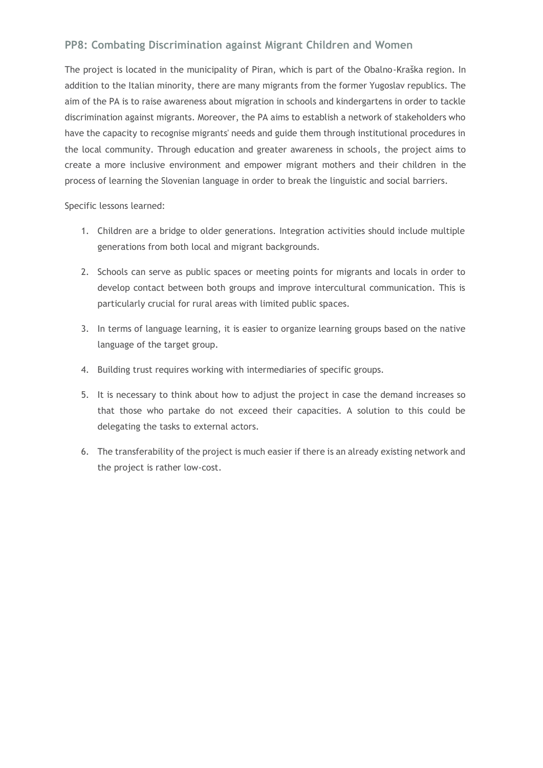## PP8: Combating Discrimination against Migrant Children and Women

The project is located in the municipality of Piran, which is part of the Obalno-Kraška region. In addition to the Italian minority, there are many migrants from the former Yugoslav republics. The aim of the PA is to raise awareness about migration in schools and kindergartens in order to tackle discrimination against migrants. Moreover, the PA aims to establish a network of stakeholders who have the capacity to recognise migrants' needs and guide them through institutional procedures in the local community. Through education and greater awareness in schools, the project aims to create a more inclusive environment and empower migrant mothers and their children in the process of learning the Slovenian language in order to break the linguistic and social barriers.

Specific lessons learned:

1. Children are a bridge to older generations. Integration activities should include multiple generations from both local and migrant backgrounds.
2. Schools can serve as public spaces or meeting points for migrants and locals in order to develop contact between both groups and improve intercultural communication. This is particularly crucial for rural areas with limited public spaces.
3. In terms of language learning, it is easier to organize learning groups based on the native language of the target group.
4. Building trust requires working with intermediaries of specific groups.
5. It is necessary to think about how to adjust the project in case the demand increases so that those who partake do not exceed their capacities. A solution to this could be delegating the tasks to external actors.
6. The transferability of the project is much easier if there is an already existing network and the project is rather low-cost.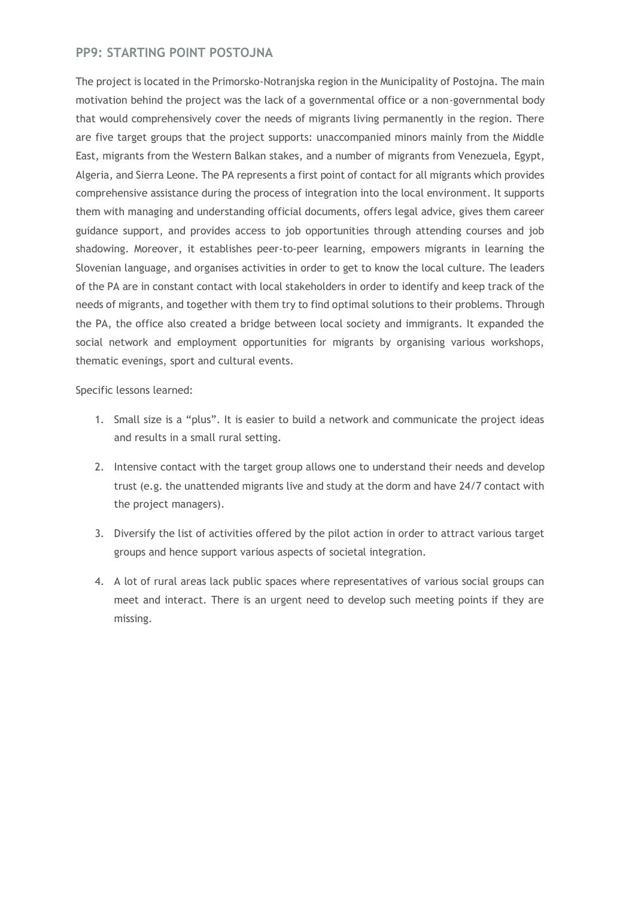## PP9: STARTING POINT POSTOJNA

The project is located in the Primorsko-Notranjska region in the Municipality of Postojna. The main motivation behind the project was the lack of a governmental office or a non-governmental body that would comprehensively cover the needs of migrants living permanently in the region. There are five target groups that the project supports: unaccompanied minors mainly from the Middle East, migrants from the Western Balkan stakes, and a number of migrants from Venezuela, Egypt, Algeria, and Sierra Leone. The PA represents a first point of contact for all migrants which provides comprehensive assistance during the process of integration into the local environment. It supports them with managing and understanding official documents, offers legal advice, gives them career guidance support, and provides access to job opportunities through attending courses and job shadowing. Moreover, it establishes peer-to-peer learning, empowers migrants in learning the Slovenian language, and organises activities in order to get to know the local culture. The leaders of the PA are in constant contact with local stakeholders in order to identify and keep track of the needs of migrants, and together with them try to find optimal solutions to their problems. Through the PA, the office also created a bridge between local society and immigrants. It expanded the social network and employment opportunities for migrants by organising various workshops, thematic evenings, sport and cultural events.

Specific lessons learned:

1. Small size is a "plus". It is easier to build a network and communicate the project ideas and results in a small rural setting.
2. Intensive contact with the target group allows one to understand their needs and develop trust (e.g. the unattended migrants live and study at the dorm and have 24/7 contact with the project managers).
3. Diversify the list of activities offered by the pilot action in order to attract various target groups and hence support various aspects of societal integration.
4. A lot of rural areas lack public spaces where representatives of various social groups can meet and interact. There is an urgent need to develop such meeting points if they are missing.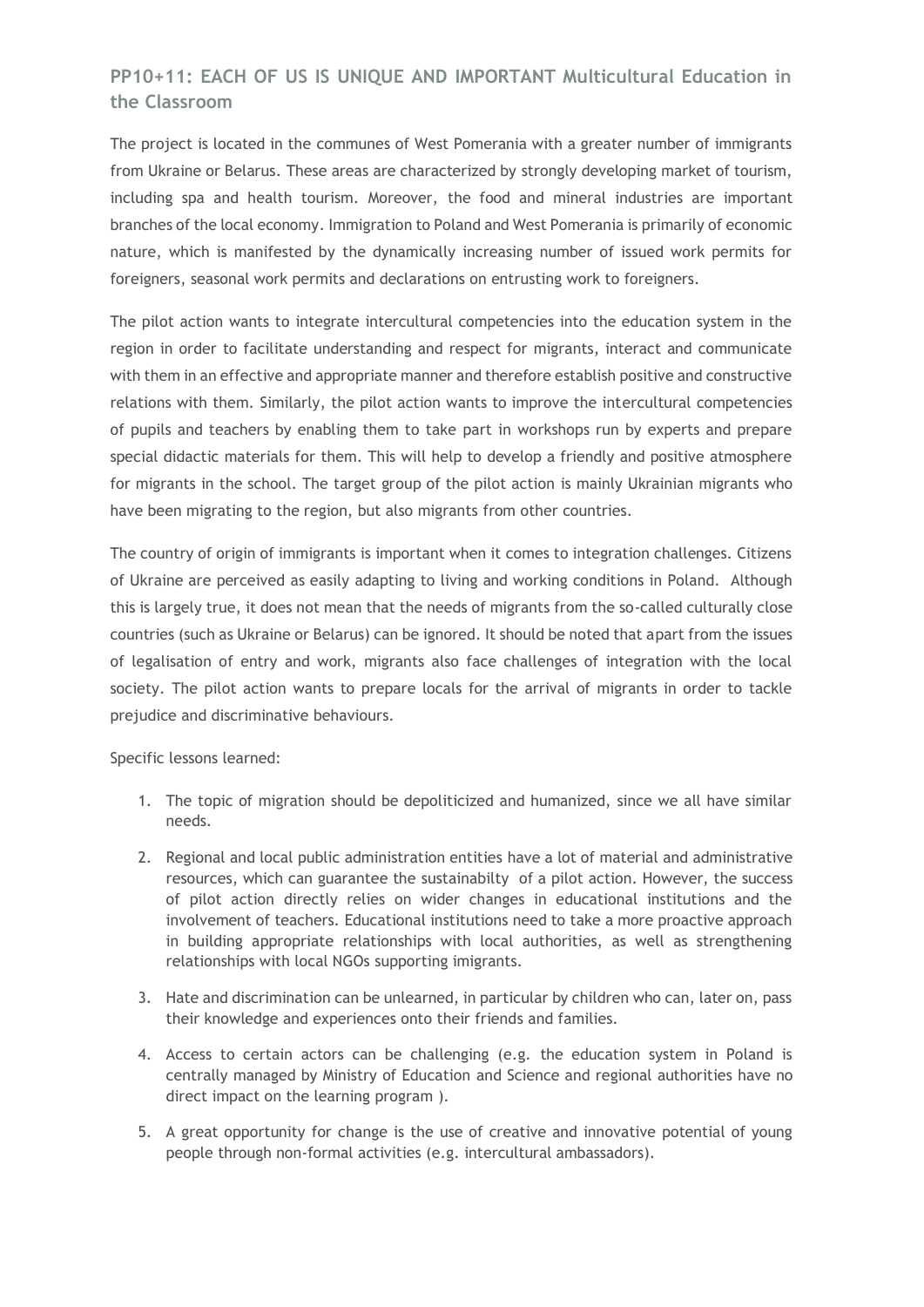## PP10+11: EACH OF US IS UNIQUE AND IMPORTANT Multicultural Education in the Classroom

The project is located in the communes of West Pomerania with a greater number of immigrants from Ukraine or Belarus. These areas are characterized by strongly developing market of tourism, including spa and health tourism. Moreover, the food and mineral industries are important branches of the local economy. Immigration to Poland and West Pomerania is primarily of economic nature, which is manifested by the dynamically increasing number of issued work permits for foreigners, seasonal work permits and declarations on entrusting work to foreigners.

The pilot action wants to integrate intercultural competencies into the education system in the region in order to facilitate understanding and respect for migrants, interact and communicate with them in an effective and appropriate manner and therefore establish positive and constructive relations with them. Similarly, the pilot action wants to improve the intercultural competencies of pupils and teachers by enabling them to take part in workshops run by experts and prepare special didactic materials for them. This will help to develop a friendly and positive atmosphere for migrants in the school. The target group of the pilot action is mainly Ukrainian migrants who have been migrating to the region, but also migrants from other countries.

The country of origin of immigrants is important when it comes to integration challenges. Citizens of Ukraine are perceived as easily adapting to living and working conditions in Poland. Although this is largely true, it does not mean that the needs of migrants from the so-called culturally close countries (such as Ukraine or Belarus) can be ignored. It should be noted that apart from the issues of legalisation of entry and work, migrants also face challenges of integration with the local society. The pilot action wants to prepare locals for the arrival of migrants in order to tackle prejudice and discriminative behaviours.

Specific lessons learned:

1. The topic of migration should be depoliticized and humanized, since we all have similar needs.
2. Regional and local public administration entities have a lot of material and administrative resources, which can guarantee the sustainabilty of a pilot action. However, the success of pilot action directly relies on wider changes in educational institutions and the involvement of teachers. Educational institutions need to take a more proactive approach in building appropriate relationships with local authorities, as well as strengthening relationships with local NGOs supporting imigrants.
3. Hate and discrimination can be unlearned, in particular by children who can, later on, pass their knowledge and experiences onto their friends and families.
4. Access to certain actors can be challenging (e.g. the education system in Poland is centrally managed by Ministry of Education and Science and regional authorities have no direct impact on the learning program ).
5. A great opportunity for change is the use of creative and innovative potential of young people through non-formal activities (e.g. intercultural ambassadors).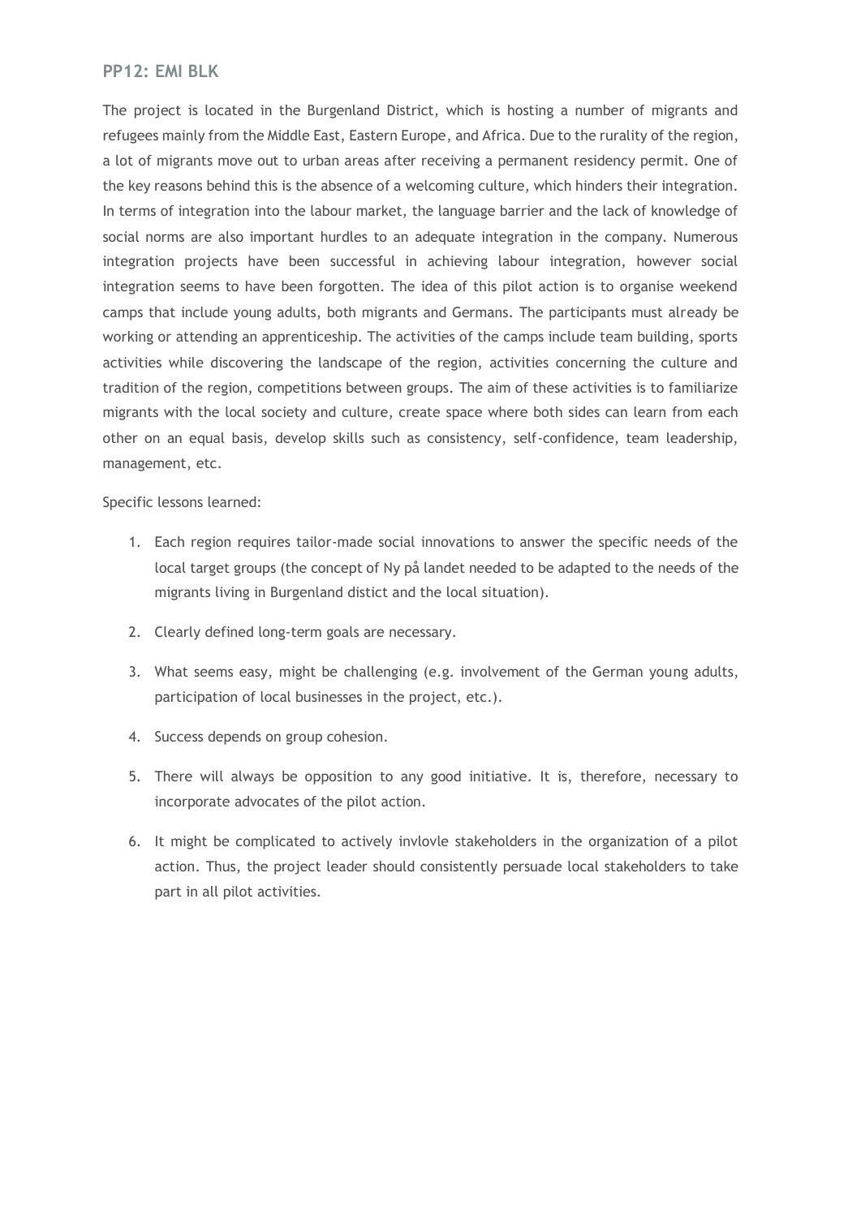## PP12: EMI BLK

The project is located in the Burgenland District, which is hosting a number of migrants and refugees mainly from the Middle East, Eastern Europe, and Africa. Due to the rurality of the region, a lot of migrants move out to urban areas after receiving a permanent residency permit. One of the key reasons behind this is the absence of a welcoming culture, which hinders their integration. In terms of integration into the labour market, the language barrier and the lack of knowledge of social norms are also important hurdles to an adequate integration in the company. Numerous integration projects have been successful in achieving labour integration, however social integration seems to have been forgotten. The idea of this pilot action is to organise weekend camps that include young adults, both migrants and Germans. The participants must already be working or attending an apprenticeship. The activities of the camps include team building, sports activities while discovering the landscape of the region, activities concerning the culture and tradition of the region, competitions between groups. The aim of these activities is to familiarize migrants with the local society and culture, create space where both sides can learn from each other on an equal basis, develop skills such as consistency, self-confidence, team leadership, management, etc.

Specific lessons learned:

1. Each region requires tailor-made social innovations to answer the specific needs of the local target groups (the concept of Ny på landet needed to be adapted to the needs of the migrants living in Burgenland distict and the local situation).
2. Clearly defined long-term goals are necessary.
3. What seems easy, might be challenging (e.g. involvement of the German young adults, participation of local businesses in the project, etc.).
4. Success depends on group cohesion.
5. There will always be opposition to any good initiative. It is, therefore, necessary to incorporate advocates of the pilot action.
6. It might be complicated to actively invlovle stakeholders in the organization of a pilot action. Thus, the project leader should consistently persuade local stakeholders to take part in all pilot activities.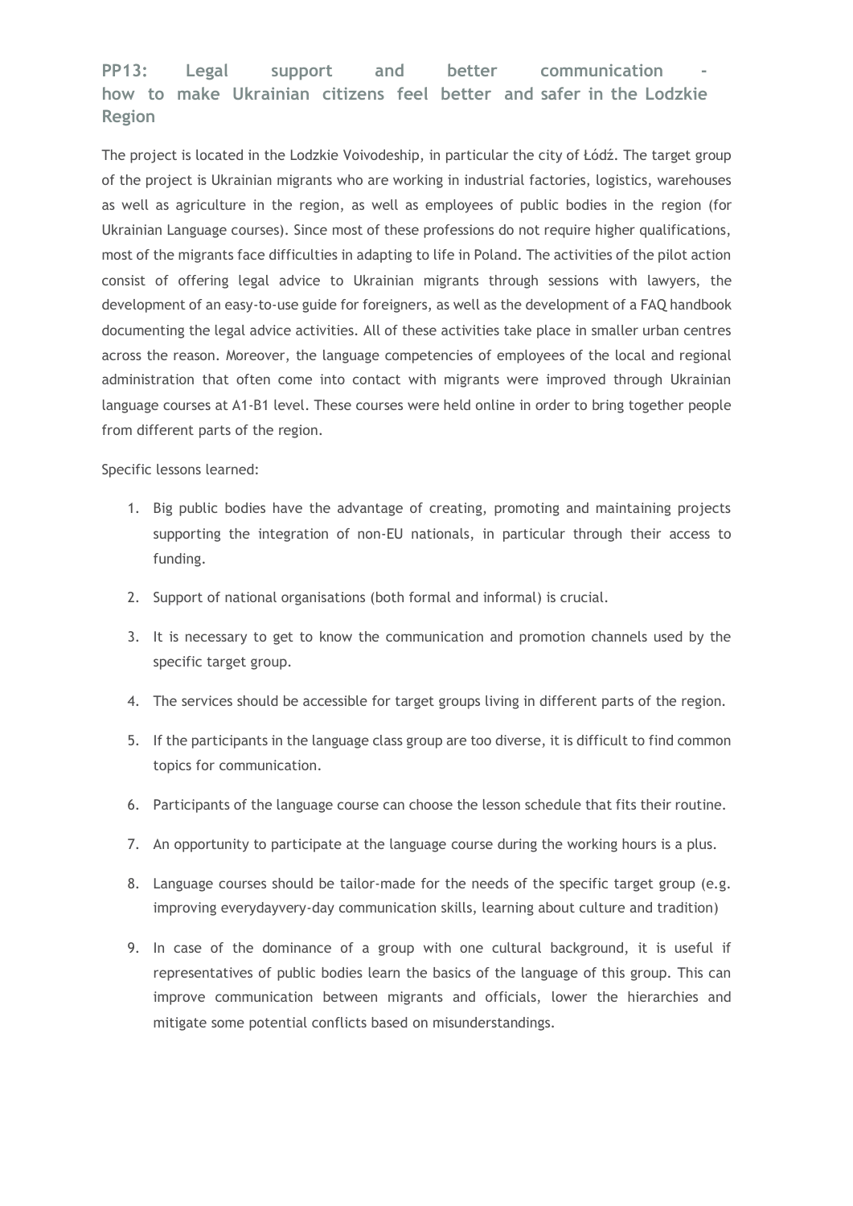## PP13: Legal support and better communication - how to make Ukrainian citizens feel better and safer in the Lodzkie Region

The project is located in the Lodzkie Voivodeship, in particular the city of Łódź. The target group of the project is Ukrainian migrants who are working in industrial factories, logistics, warehouses as well as agriculture in the region, as well as employees of public bodies in the region (for Ukrainian Language courses). Since most of these professions do not require higher qualifications, most of the migrants face difficulties in adapting to life in Poland. The activities of the pilot action consist of offering legal advice to Ukrainian migrants through sessions with lawyers, the development of an easy-to-use guide for foreigners, as well as the development of a FAQ handbook documenting the legal advice activities. All of these activities take place in smaller urban centres across the reason. Moreover, the language competencies of employees of the local and regional administration that often come into contact with migrants were improved through Ukrainian language courses at A1-B1 level. These courses were held online in order to bring together people from different parts of the region.

Specific lessons learned:

1. Big public bodies have the advantage of creating, promoting and maintaining projects supporting the integration of non-EU nationals, in particular through their access to funding.
2. Support of national organisations (both formal and informal) is crucial.
3. It is necessary to get to know the communication and promotion channels used by the specific target group.
4. The services should be accessible for target groups living in different parts of the region.
5. If the participants in the language class group are too diverse, it is difficult to find common topics for communication.
6. Participants of the language course can choose the lesson schedule that fits their routine.
7. An opportunity to participate at the language course during the working hours is a plus.
8. Language courses should be tailor-made for the needs of the specific target group (e.g. improving everydayvery-day communication skills, learning about culture and tradition)
9. In case of the dominance of a group with one cultural background, it is useful if representatives of public bodies learn the basics of the language of this group. This can improve communication between migrants and officials, lower the hierarchies and mitigate some potential conflicts based on misunderstandings.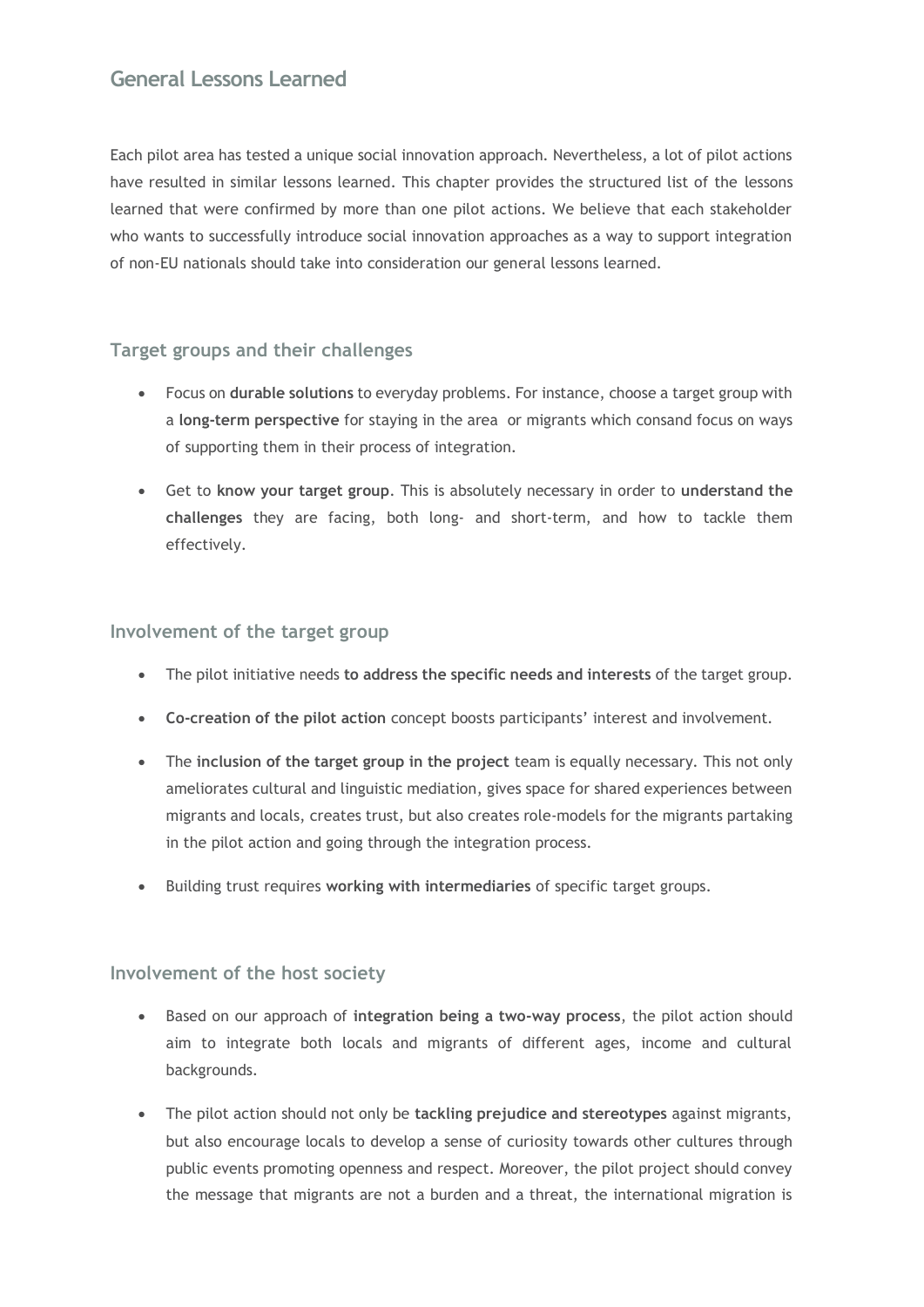## General Lessons Learned

Each pilot area has tested a unique social innovation approach. Nevertheless, a lot of pilot actions have resulted in similar lessons learned. This chapter provides the structured list of the lessons learned that were confirmed by more than one pilot actions. We believe that each stakeholder who wants to successfully introduce social innovation approaches as a way to support integration of non-EU nationals should take into consideration our general lessons learned.

### Target groups and their challenges

- Focus on **durable solutions** to everyday problems. For instance, choose a target group with a **long-term perspective** for staying in the area or migrants which consand focus on ways of supporting them in their process of integration.
- Get to **know your target group**. This is absolutely necessary in order to **understand the challenges** they are facing, both long- and short-term, and how to tackle them effectively.

### Involvement of the target group

- The pilot initiative needs **to address the specific needs and interests** of the target group.
- **Co-creation of the pilot action** concept boosts participants' interest and involvement.
- The **inclusion of the target group in the project** team is equally necessary. This not only ameliorates cultural and linguistic mediation, gives space for shared experiences between migrants and locals, creates trust, but also creates role-models for the migrants partaking in the pilot action and going through the integration process.
- Building trust requires **working with intermediaries** of specific target groups.

### Involvement of the host society

- Based on our approach of **integration being a two-way process**, the pilot action should aim to integrate both locals and migrants of different ages, income and cultural backgrounds.
- The pilot action should not only be **tackling prejudice and stereotypes** against migrants, but also encourage locals to develop a sense of curiosity towards other cultures through public events promoting openness and respect. Moreover, the pilot project should convey the message that migrants are not a burden and a threat, the international migration is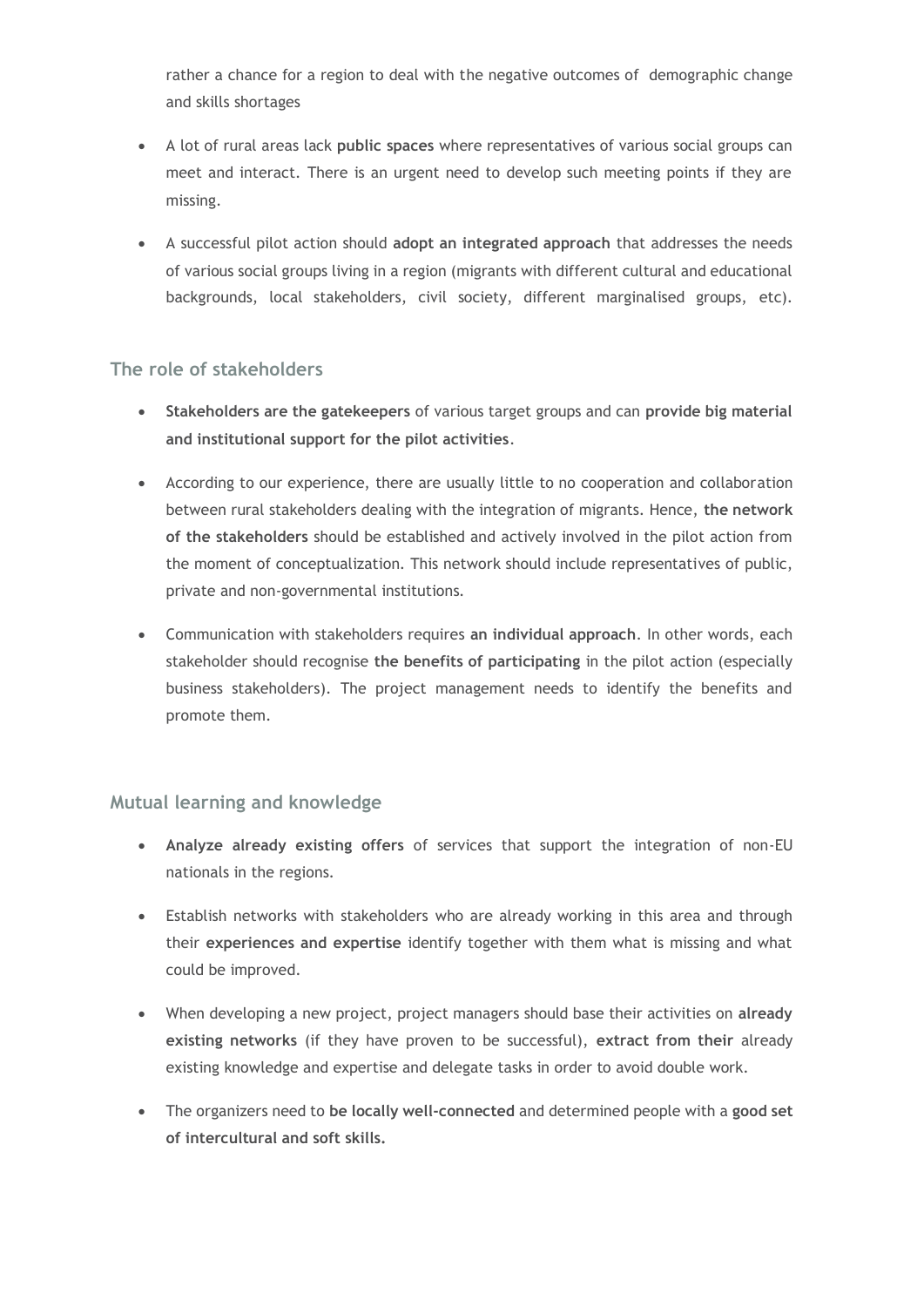rather a chance for a region to deal with the negative outcomes of demographic change and skills shortages

- A lot of rural areas lack **public spaces** where representatives of various social groups can meet and interact. There is an urgent need to develop such meeting points if they are missing.
- A successful pilot action should **adopt an integrated approach** that addresses the needs of various social groups living in a region (migrants with different cultural and educational backgrounds, local stakeholders, civil society, different marginalised groups, etc).

## The role of stakeholders

- **Stakeholders are the gatekeepers** of various target groups and can **provide big material and institutional support for the pilot activities**.
- According to our experience, there are usually little to no cooperation and collaboration between rural stakeholders dealing with the integration of migrants. Hence, **the network of the stakeholders** should be established and actively involved in the pilot action from the moment of conceptualization. This network should include representatives of public, private and non-governmental institutions.
- Communication with stakeholders requires **an individual approach**. In other words, each stakeholder should recognise **the benefits of participating** in the pilot action (especially business stakeholders). The project management needs to identify the benefits and promote them.

## Mutual learning and knowledge

- **Analyze already existing offers** of services that support the integration of non-EU nationals in the regions.
- Establish networks with stakeholders who are already working in this area and through their **experiences and expertise** identify together with them what is missing and what could be improved.
- When developing a new project, project managers should base their activities on **already existing networks** (if they have proven to be successful), **extract from their** already existing knowledge and expertise and delegate tasks in order to avoid double work.
- The organizers need to **be locally well-connected** and determined people with a **good set of intercultural and soft skills.**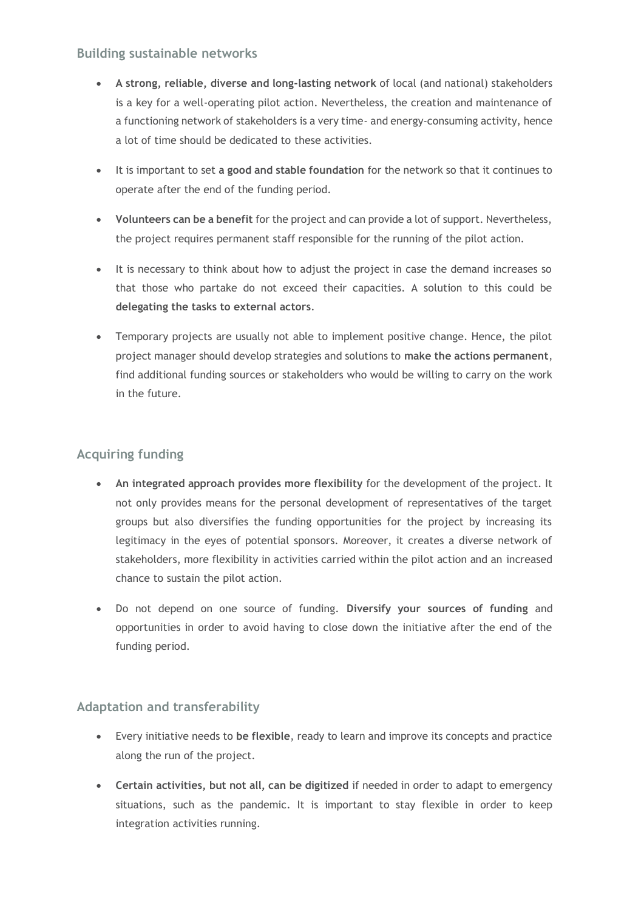### Building sustainable networks

- **A strong, reliable, diverse and long-lasting network** of local (and national) stakeholders is a key for a well-operating pilot action. Nevertheless, the creation and maintenance of a functioning network of stakeholders is a very time- and energy-consuming activity, hence a lot of time should be dedicated to these activities.
- It is important to set **a good and stable foundation** for the network so that it continues to operate after the end of the funding period.
- **Volunteers can be a benefit** for the project and can provide a lot of support. Nevertheless, the project requires permanent staff responsible for the running of the pilot action.
- It is necessary to think about how to adjust the project in case the demand increases so that those who partake do not exceed their capacities. A solution to this could be **delegating the tasks to external actors**.
- Temporary projects are usually not able to implement positive change. Hence, the pilot project manager should develop strategies and solutions to **make the actions permanent**, find additional funding sources or stakeholders who would be willing to carry on the work in the future.

### Acquiring funding

- **An integrated approach provides more flexibility** for the development of the project. It not only provides means for the personal development of representatives of the target groups but also diversifies the funding opportunities for the project by increasing its legitimacy in the eyes of potential sponsors. Moreover, it creates a diverse network of stakeholders, more flexibility in activities carried within the pilot action and an increased chance to sustain the pilot action.
- Do not depend on one source of funding. **Diversify your sources of funding** and opportunities in order to avoid having to close down the initiative after the end of the funding period.

### Adaptation and transferability

- Every initiative needs to **be flexible**, ready to learn and improve its concepts and practice along the run of the project.
- **Certain activities, but not all, can be digitized** if needed in order to adapt to emergency situations, such as the pandemic. It is important to stay flexible in order to keep integration activities running.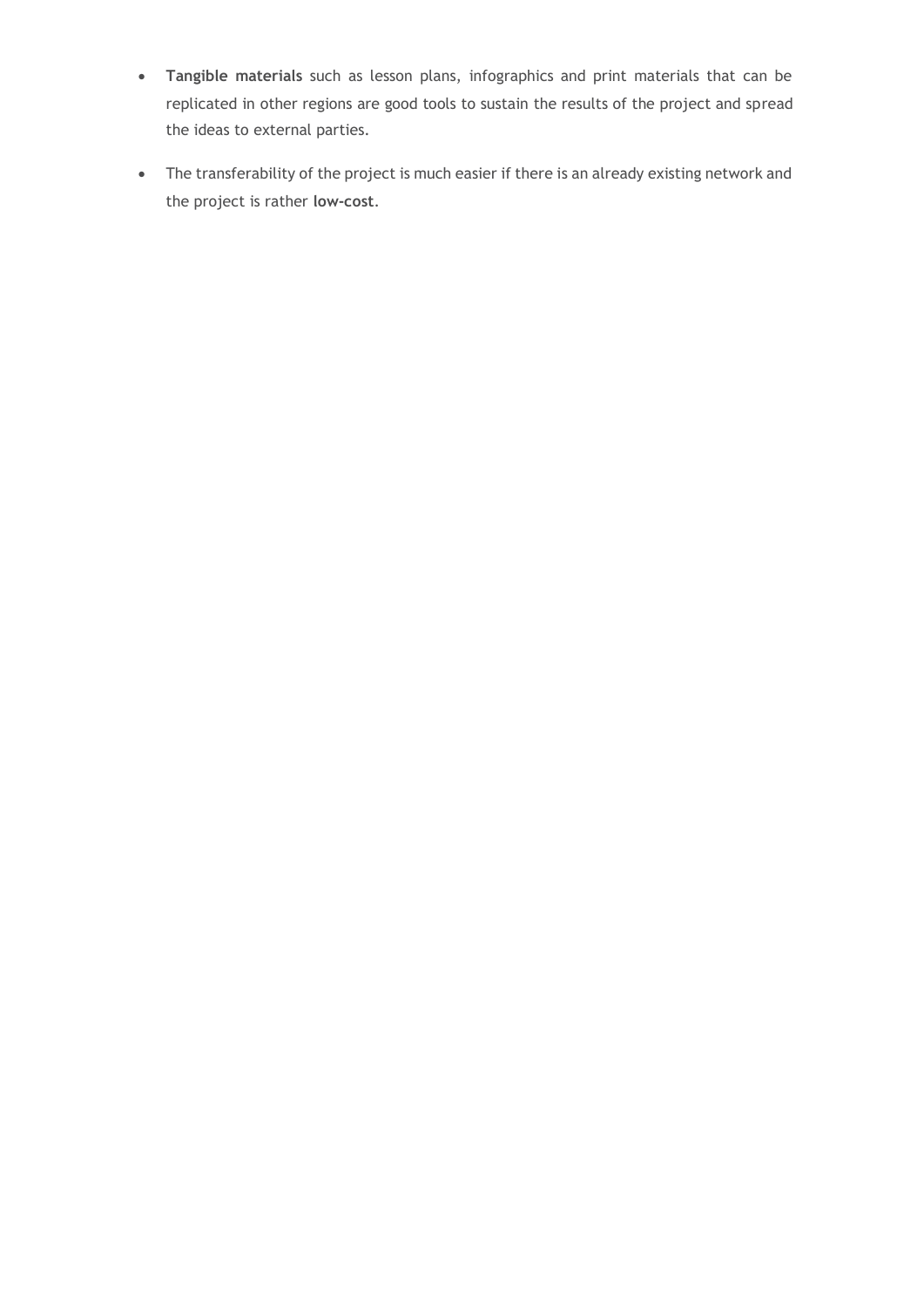- **Tangible materials** such as lesson plans, infographics and print materials that can be replicated in other regions are good tools to sustain the results of the project and spread the ideas to external parties.
- The transferability of the project is much easier if there is an already existing network and the project is rather **low-cost**.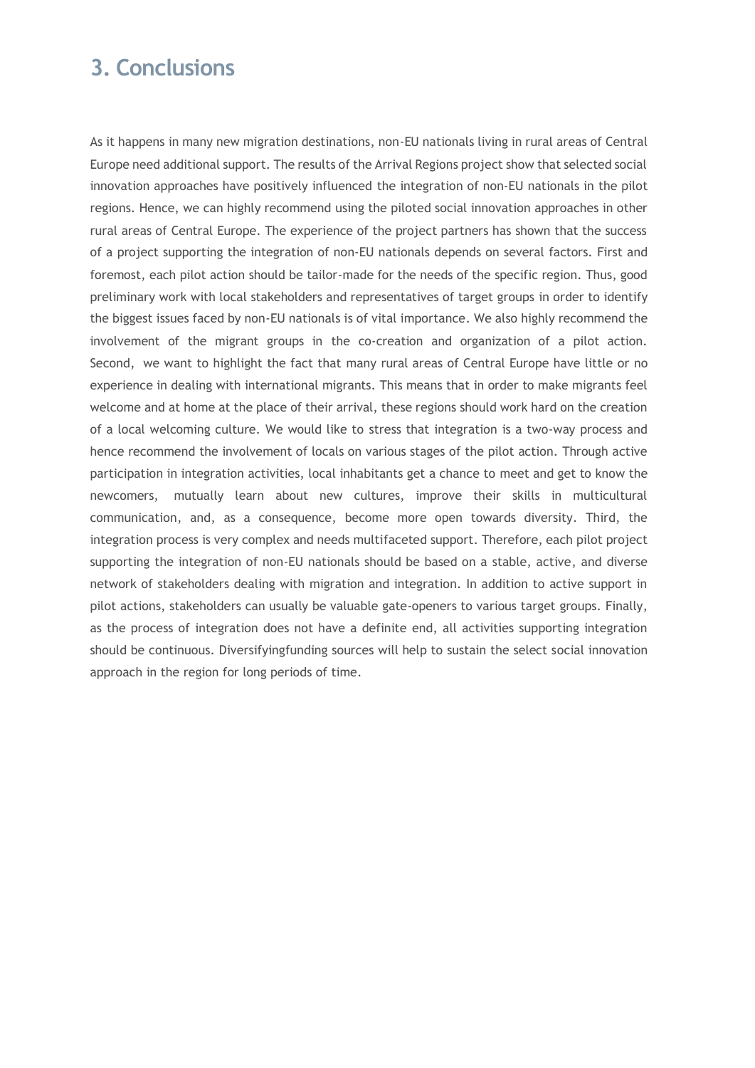## 3. Conclusions

As it happens in many new migration destinations, non-EU nationals living in rural areas of Central Europe need additional support. The results of the Arrival Regions project show that selected social innovation approaches have positively influenced the integration of non-EU nationals in the pilot regions. Hence, we can highly recommend using the piloted social innovation approaches in other rural areas of Central Europe. The experience of the project partners has shown that the success of a project supporting the integration of non-EU nationals depends on several factors. First and foremost, each pilot action should be tailor-made for the needs of the specific region. Thus, good preliminary work with local stakeholders and representatives of target groups in order to identify the biggest issues faced by non-EU nationals is of vital importance. We also highly recommend the involvement of the migrant groups in the co-creation and organization of a pilot action. Second, we want to highlight the fact that many rural areas of Central Europe have little or no experience in dealing with international migrants. This means that in order to make migrants feel welcome and at home at the place of their arrival, these regions should work hard on the creation of a local welcoming culture. We would like to stress that integration is a two-way process and hence recommend the involvement of locals on various stages of the pilot action. Through active participation in integration activities, local inhabitants get a chance to meet and get to know the newcomers, mutually learn about new cultures, improve their skills in multicultural communication, and, as a consequence, become more open towards diversity. Third, the integration process is very complex and needs multifaceted support. Therefore, each pilot project supporting the integration of non-EU nationals should be based on a stable, active, and diverse network of stakeholders dealing with migration and integration. In addition to active support in pilot actions, stakeholders can usually be valuable gate-openers to various target groups. Finally, as the process of integration does not have a definite end, all activities supporting integration should be continuous. Diversifyingfunding sources will help to sustain the select social innovation approach in the region for long periods of time.